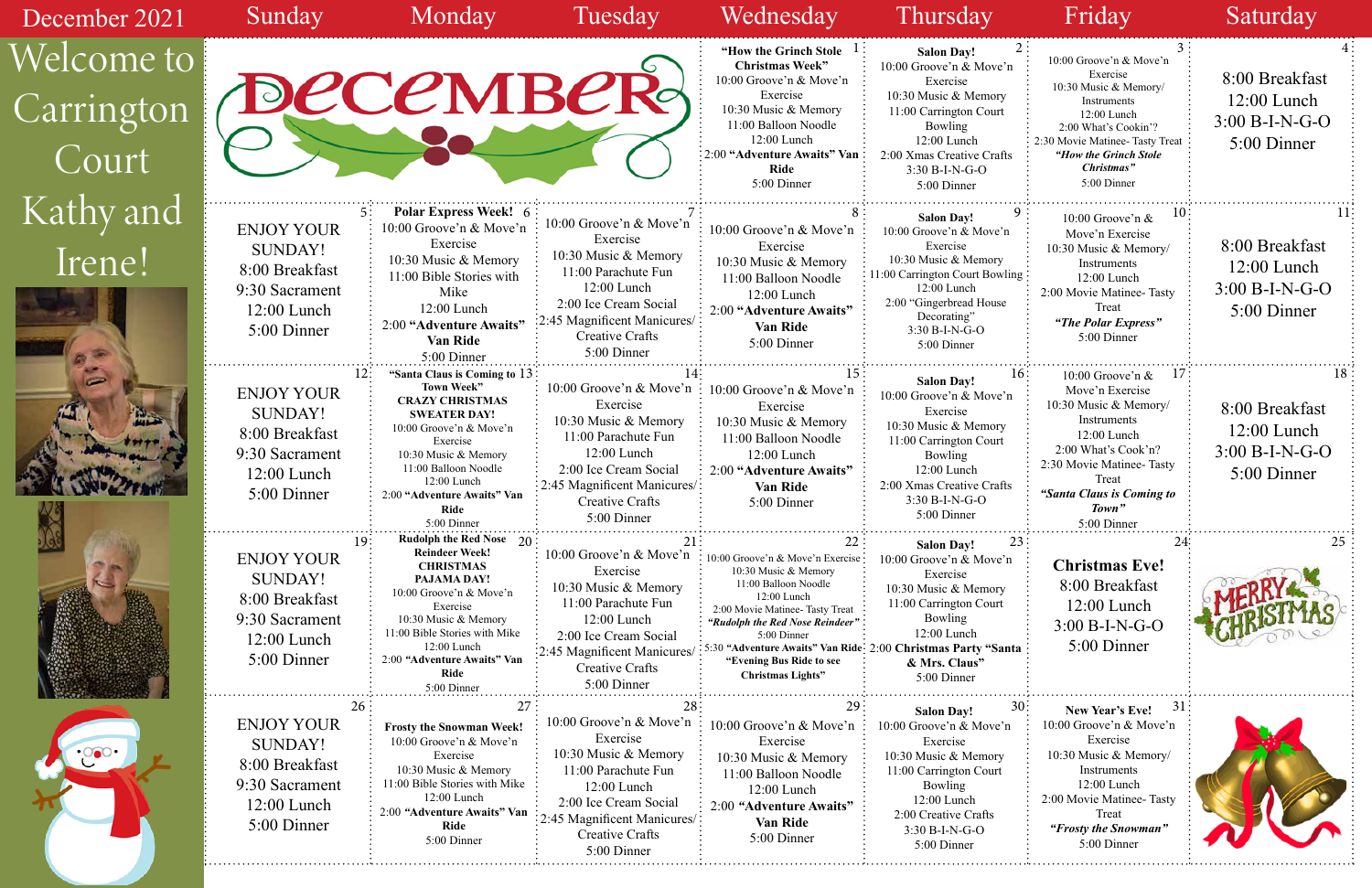# December 2021

## Welcome to Carrington Court Kathy and Irene!

| Sunday | Monday | Tuesday | Wednesday | Thursday | Friday | Saturday |
|---|---|---|---|---|---|---|
| DECEMBER | | | 1 **"How the Grinch Stole Christmas Week"** 10:00 Groove'n & Move'n Exercise 10:30 Music & Memory 11:00 Balloon Noodle 12:00 Lunch 2:00 **"Adventure Awaits" Van Ride** 5:00 Dinner | 2 **Salon Day!** 10:00 Groove'n & Move'n Exercise 10:30 Music & Memory 11:00 Carrington Court Bowling 12:00 Lunch 2:00 Xmas Creative Crafts 3:30 B-I-N-G-O 5:00 Dinner | 3 10:00 Groove'n & Move'n Exercise 10:30 Music & Memory/ Instruments 12:00 Lunch 2:00 What's Cookin'? 2:30 Movie Matinee- Tasty Treat ***"How the Grinch Stole Christmas"*** 5:00 Dinner | 4 8:00 Breakfast 12:00 Lunch 3:00 B-I-N-G-O 5:00 Dinner |
| 5 ENJOY YOUR SUNDAY! 8:00 Breakfast 9:30 Sacrament 12:00 Lunch 5:00 Dinner | 6 **Polar Express Week!** 10:00 Groove'n & Move'n Exercise 10:30 Music & Memory 11:00 Bible Stories with Mike 12:00 Lunch 2:00 **"Adventure Awaits" Van Ride** 5:00 Dinner | 7 10:00 Groove'n & Move'n Exercise 10:30 Music & Memory 11:00 Parachute Fun 12:00 Lunch 2:00 Ice Cream Social 2:45 Magnificent Manicures/ Creative Crafts 5:00 Dinner | 8 10:00 Groove'n & Move'n Exercise 10:30 Music & Memory 11:00 Balloon Noodle 12:00 Lunch 2:00 **"Adventure Awaits" Van Ride** 5:00 Dinner | 9 **Salon Day!** 10:00 Groove'n & Move'n Exercise 10:30 Music & Memory 11:00 Carrington Court Bowling 12:00 Lunch 2:00 "Gingerbread House Decorating" 3:30 B-I-N-G-O 5:00 Dinner | 10 10:00 Groove'n & Move'n Exercise 10:30 Music & Memory/ Instruments 12:00 Lunch 2:00 Movie Matinee- Tasty Treat ***"The Polar Express"*** 5:00 Dinner | 11 8:00 Breakfast 12:00 Lunch 3:00 B-I-N-G-O 5:00 Dinner |
| 12 ENJOY YOUR SUNDAY! 8:00 Breakfast 9:30 Sacrament 12:00 Lunch 5:00 Dinner | 13 **"Santa Claus is Coming to Town Week"** **CRAZY CHRISTMAS SWEATER DAY!** 10:00 Groove'n & Move'n Exercise 10:30 Music & Memory 11:00 Balloon Noodle 12:00 Lunch 2:00 **"Adventure Awaits" Van Ride** 5:00 Dinner | 14 10:00 Groove'n & Move'n Exercise 10:30 Music & Memory 11:00 Parachute Fun 12:00 Lunch 2:00 Ice Cream Social 2:45 Magnificent Manicures/ Creative Crafts 5:00 Dinner | 15 10:00 Groove'n & Move'n Exercise 10:30 Music & Memory 11:00 Balloon Noodle 12:00 Lunch 2:00 **"Adventure Awaits" Van Ride** 5:00 Dinner | 16 **Salon Day!** 10:00 Groove'n & Move'n Exercise 10:30 Music & Memory 11:00 Carrington Court Bowling 12:00 Lunch 2:00 Xmas Creative Crafts 3:30 B-I-N-G-O 5:00 Dinner | 17 10:00 Groove'n & Move'n Exercise 10:30 Music & Memory/ Instruments 12:00 Lunch 2:00 What's Cook'n? 2:30 Movie Matinee- Tasty Treat ***"Santa Claus is Coming to Town"*** 5:00 Dinner | 18 8:00 Breakfast 12:00 Lunch 3:00 B-I-N-G-O 5:00 Dinner |
| 19 ENJOY YOUR SUNDAY! 8:00 Breakfast 9:30 Sacrament 12:00 Lunch 5:00 Dinner | 20 **Rudolph the Red Nose Reindeer Week!** **CHRISTMAS PAJAMA DAY!** 10:00 Groove'n & Move'n Exercise 10:30 Music & Memory 11:00 Bible Stories with Mike 12:00 Lunch 2:00 **"Adventure Awaits" Van Ride** 5:00 Dinner | 21 10:00 Groove'n & Move'n Exercise 10:30 Music & Memory 11:00 Parachute Fun 12:00 Lunch 2:00 Ice Cream Social 2:45 Magnificent Manicures/ Creative Crafts 5:00 Dinner | 22 10:00 Groove'n & Move'n Exercise 10:30 Music & Memory 11:00 Balloon Noodle 12:00 Lunch 2:00 Movie Matinee- Tasty Treat ***"Rudolph the Red Nose Reindeer"*** 5:00 Dinner 5:30 **"Adventure Awaits" Van Ride "Evening Bus Ride to see Christmas Lights"** | 23 **Salon Day!** 10:00 Groove'n & Move'n Exercise 10:30 Music & Memory 11:00 Carrington Court Bowling 12:00 Lunch 2:00 **Christmas Party "Santa & Mrs. Claus"** 5:00 Dinner | 24 **Christmas Eve!** 8:00 Breakfast 12:00 Lunch 3:00 B-I-N-G-O 5:00 Dinner | 25 MERRY CHRISTMAS |
| 26 ENJOY YOUR SUNDAY! 8:00 Breakfast 9:30 Sacrament 12:00 Lunch 5:00 Dinner | 27 **Frosty the Snowman Week!** 10:00 Groove'n & Move'n Exercise 10:30 Music & Memory 11:00 Bible Stories with Mike 12:00 Lunch 2:00 **"Adventure Awaits" Van Ride** 5:00 Dinner | 28 10:00 Groove'n & Move'n Exercise 10:30 Music & Memory 11:00 Parachute Fun 12:00 Lunch 2:00 Ice Cream Social 2:45 Magnificent Manicures/ Creative Crafts 5:00 Dinner | 29 10:00 Groove'n & Move'n Exercise 10:30 Music & Memory 11:00 Balloon Noodle 12:00 Lunch 2:00 **"Adventure Awaits" Van Ride** 5:00 Dinner | 30 **Salon Day!** 10:00 Groove'n & Move'n Exercise 10:30 Music & Memory 11:00 Carrington Court Bowling 12:00 Lunch 2:00 Creative Crafts 3:30 B-I-N-G-O 5:00 Dinner | 31 **New Year's Eve!** 10:00 Groove'n & Move'n Exercise 10:30 Music & Memory/ Instruments 12:00 Lunch 2:00 Movie Matinee- Tasty Treat ***"Frosty the Snowman"*** 5:00 Dinner | |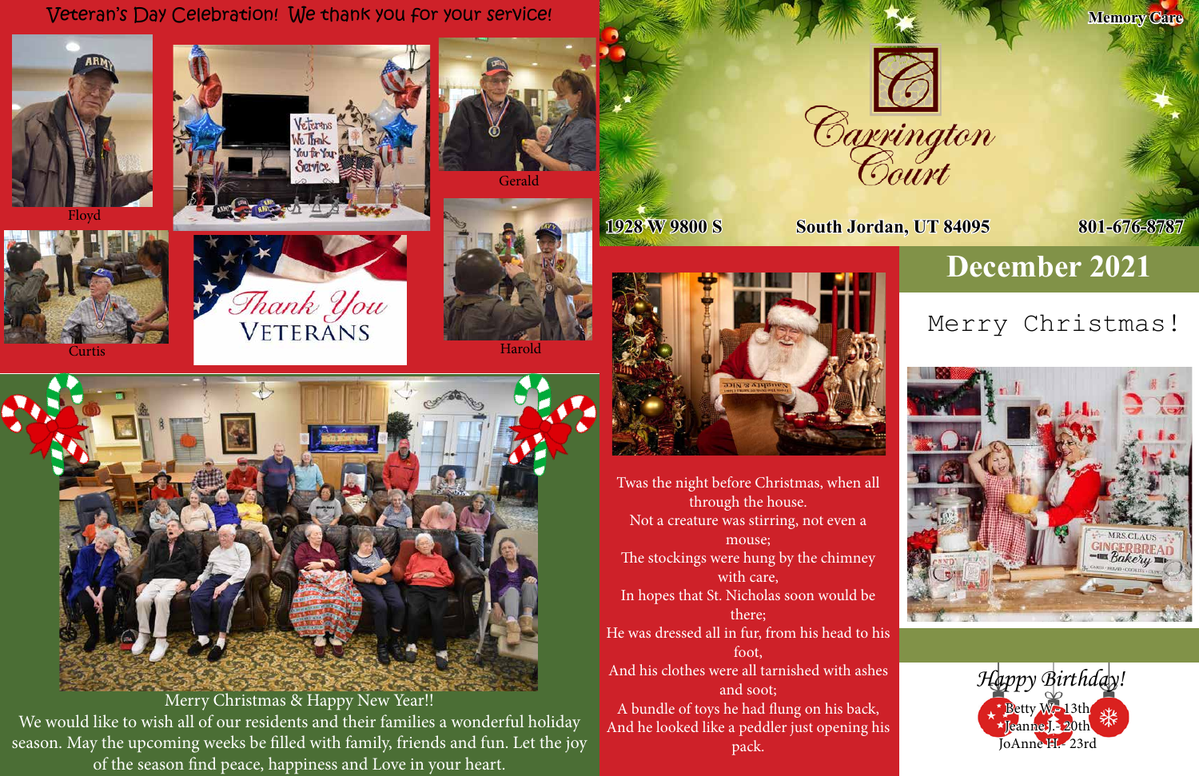Veteran's Day Celebration! We thank you for your service!

Floyd

Gerald

Curtis

Thank You VETERANS

Harold

Merry Christmas & Happy New Year!!

We would like to wish all of our residents and their families a wonderful holiday season. May the upcoming weeks be filled with family, friends and fun. Let the joy of the season find peace, happiness and Love in your heart.

Memory Care

# Carrington Court

1928 W 9800 S

South Jordan, UT 84095

801-676-8787

## December 2021

Twas the night before Christmas, when all through the house.
Not a creature was stirring, not even a mouse;
The stockings were hung by the chimney with care,
In hopes that St. Nicholas soon would be there;
He was dressed all in fur, from his head to his foot,
And his clothes were all tarnished with ashes and soot;
A bundle of toys he had flung on his back,
And he looked like a peddler just opening his pack.

Merry Christmas!

*Happy Birthday!*

Betty W. - 13th
Jeanne J. - 20th
JoAnne H. - 23rd